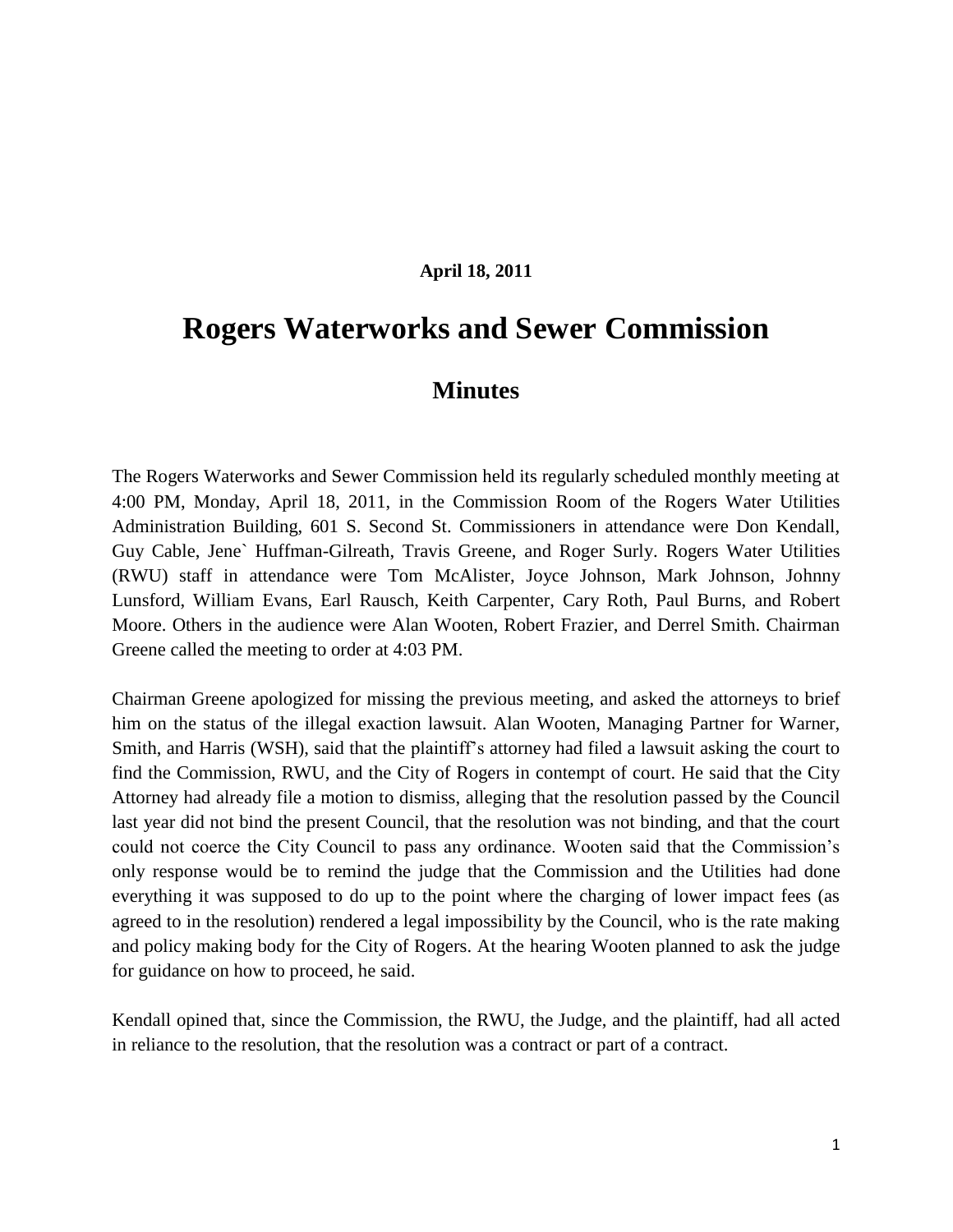**April 18, 2011**

# Rogers Waterworks and Sewer Commission

## Minutes

The Rogers Waterworks and Sewer Commission held its regularly scheduled monthly meeting at 4:00 PM, Monday, April 18, 2011, in the Commission Room of the Rogers Water Utilities Administration Building, 601 S. Second St. Commissioners in attendance were Don Kendall, Guy Cable, Jene` Huffman-Gilreath, Travis Greene, and Roger Surly. Rogers Water Utilities (RWU) staff in attendance were Tom McAlister, Joyce Johnson, Mark Johnson, Johnny Lunsford, William Evans, Earl Rausch, Keith Carpenter, Cary Roth, Paul Burns, and Robert Moore. Others in the audience were Alan Wooten, Robert Frazier, and Derrel Smith. Chairman Greene called the meeting to order at 4:03 PM.

Chairman Greene apologized for missing the previous meeting, and asked the attorneys to brief him on the status of the illegal exaction lawsuit. Alan Wooten, Managing Partner for Warner, Smith, and Harris (WSH), said that the plaintiff's attorney had filed a lawsuit asking the court to find the Commission, RWU, and the City of Rogers in contempt of court. He said that the City Attorney had already file a motion to dismiss, alleging that the resolution passed by the Council last year did not bind the present Council, that the resolution was not binding, and that the court could not coerce the City Council to pass any ordinance. Wooten said that the Commission's only response would be to remind the judge that the Commission and the Utilities had done everything it was supposed to do up to the point where the charging of lower impact fees (as agreed to in the resolution) rendered a legal impossibility by the Council, who is the rate making and policy making body for the City of Rogers. At the hearing Wooten planned to ask the judge for guidance on how to proceed, he said.

Kendall opined that, since the Commission, the RWU, the Judge, and the plaintiff, had all acted in reliance to the resolution, that the resolution was a contract or part of a contract.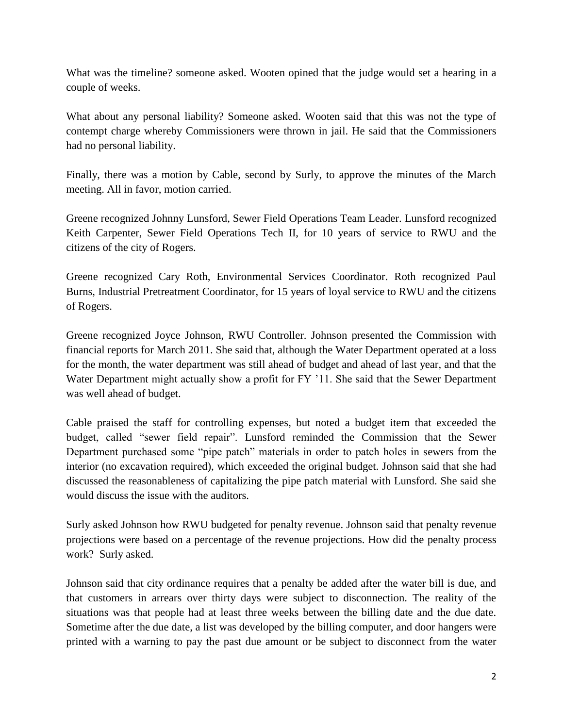What was the timeline? someone asked. Wooten opined that the judge would set a hearing in a couple of weeks.

What about any personal liability? Someone asked. Wooten said that this was not the type of contempt charge whereby Commissioners were thrown in jail. He said that the Commissioners had no personal liability.

Finally, there was a motion by Cable, second by Surly, to approve the minutes of the March meeting. All in favor, motion carried.

Greene recognized Johnny Lunsford, Sewer Field Operations Team Leader. Lunsford recognized Keith Carpenter, Sewer Field Operations Tech II, for 10 years of service to RWU and the citizens of the city of Rogers.

Greene recognized Cary Roth, Environmental Services Coordinator. Roth recognized Paul Burns, Industrial Pretreatment Coordinator, for 15 years of loyal service to RWU and the citizens of Rogers.

Greene recognized Joyce Johnson, RWU Controller. Johnson presented the Commission with financial reports for March 2011. She said that, although the Water Department operated at a loss for the month, the water department was still ahead of budget and ahead of last year, and that the Water Department might actually show a profit for FY '11. She said that the Sewer Department was well ahead of budget.

Cable praised the staff for controlling expenses, but noted a budget item that exceeded the budget, called "sewer field repair". Lunsford reminded the Commission that the Sewer Department purchased some "pipe patch" materials in order to patch holes in sewers from the interior (no excavation required), which exceeded the original budget. Johnson said that she had discussed the reasonableness of capitalizing the pipe patch material with Lunsford. She said she would discuss the issue with the auditors.

Surly asked Johnson how RWU budgeted for penalty revenue. Johnson said that penalty revenue projections were based on a percentage of the revenue projections. How did the penalty process work? Surly asked.

Johnson said that city ordinance requires that a penalty be added after the water bill is due, and that customers in arrears over thirty days were subject to disconnection. The reality of the situations was that people had at least three weeks between the billing date and the due date. Sometime after the due date, a list was developed by the billing computer, and door hangers were printed with a warning to pay the past due amount or be subject to disconnect from the water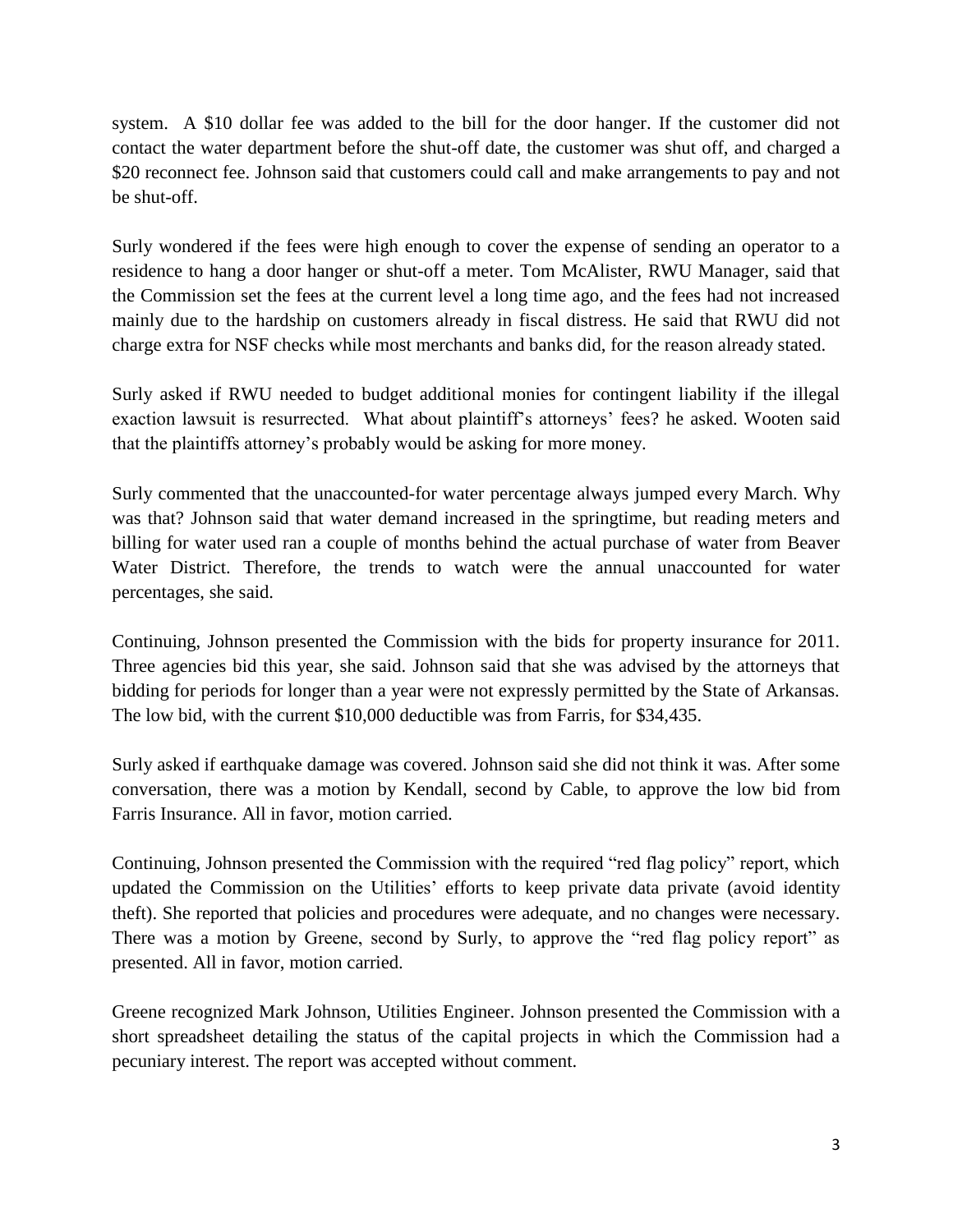system. A $10 dollar fee was added to the bill for the door hanger. If the customer did not contact the water department before the shut-off date, the customer was shut off, and charged a $20 reconnect fee. Johnson said that customers could call and make arrangements to pay and not be shut-off.

Surly wondered if the fees were high enough to cover the expense of sending an operator to a residence to hang a door hanger or shut-off a meter. Tom McAlister, RWU Manager, said that the Commission set the fees at the current level a long time ago, and the fees had not increased mainly due to the hardship on customers already in fiscal distress. He said that RWU did not charge extra for NSF checks while most merchants and banks did, for the reason already stated.

Surly asked if RWU needed to budget additional monies for contingent liability if the illegal exaction lawsuit is resurrected. What about plaintiff's attorneys' fees? he asked. Wooten said that the plaintiffs attorney's probably would be asking for more money.

Surly commented that the unaccounted-for water percentage always jumped every March. Why was that? Johnson said that water demand increased in the springtime, but reading meters and billing for water used ran a couple of months behind the actual purchase of water from Beaver Water District. Therefore, the trends to watch were the annual unaccounted for water percentages, she said.

Continuing, Johnson presented the Commission with the bids for property insurance for 2011. Three agencies bid this year, she said. Johnson said that she was advised by the attorneys that bidding for periods for longer than a year were not expressly permitted by the State of Arkansas. The low bid, with the current $10,000 deductible was from Farris, for $34,435.

Surly asked if earthquake damage was covered. Johnson said she did not think it was. After some conversation, there was a motion by Kendall, second by Cable, to approve the low bid from Farris Insurance. All in favor, motion carried.

Continuing, Johnson presented the Commission with the required "red flag policy" report, which updated the Commission on the Utilities' efforts to keep private data private (avoid identity theft). She reported that policies and procedures were adequate, and no changes were necessary. There was a motion by Greene, second by Surly, to approve the "red flag policy report" as presented. All in favor, motion carried.

Greene recognized Mark Johnson, Utilities Engineer. Johnson presented the Commission with a short spreadsheet detailing the status of the capital projects in which the Commission had a pecuniary interest. The report was accepted without comment.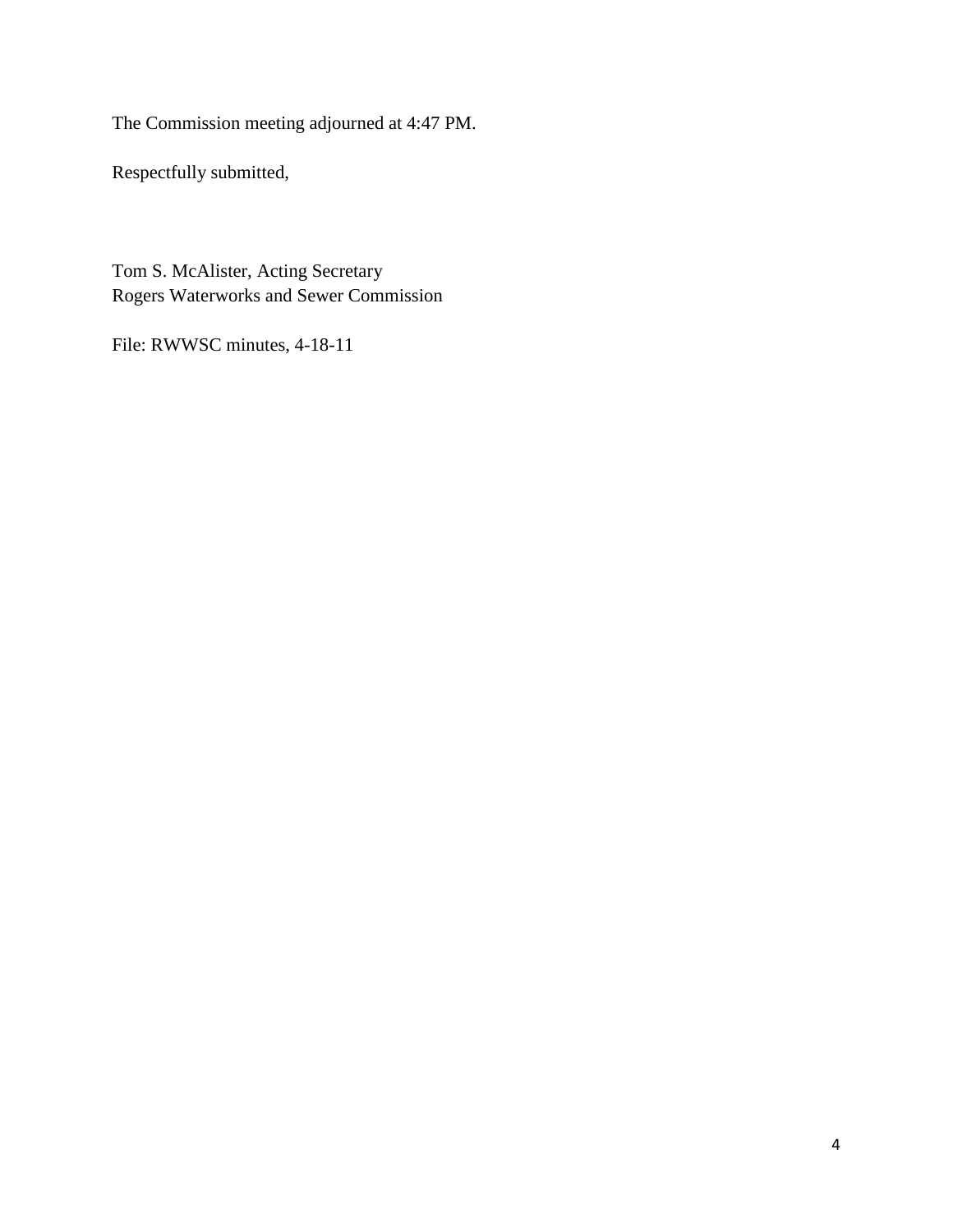The Commission meeting adjourned at 4:47 PM.

Respectfully submitted,

Tom S. McAlister, Acting Secretary
Rogers Waterworks and Sewer Commission

File: RWWSC minutes, 4-18-11